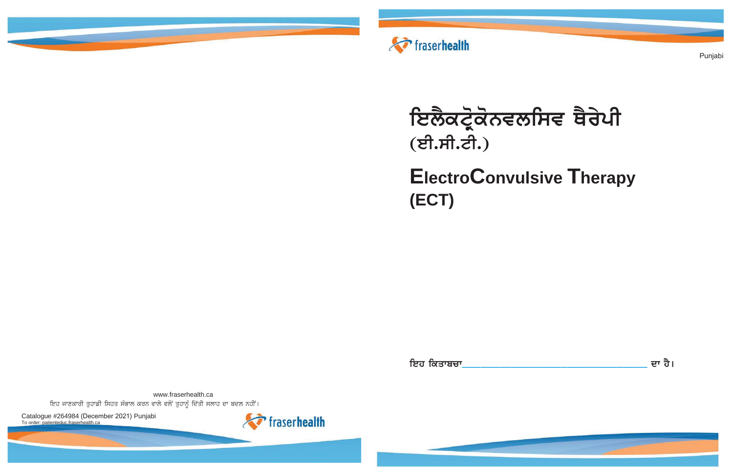fraserhealth

Punjabi

# ਇਲੈਕਟ੍ਰੋਕੋਨਵਲਸਿਵ ਥੈਰੇਪੀ (ਈ.ਸੀ.ਟੀ.)

# ElectroConvulsive Therapy (ECT)

ਇਹ ਕਿਤਾਬਚਾ_________________________________ ਦਾ ਹੈ।

www.fraserhealth.ca

ਇਹ ਜਾਣਕਾਰੀ ਤੁਹਾਡੀ ਸਿਹਤ ਸੰਭਾਲ ਕਰਨ ਵਾਲੇ ਵਲੋਂ ਤੁਹਾਨੂੰ ਦਿੱਤੀ ਸਲਾਹ ਦਾ ਬਦਲ ਨਹੀਂ।

Catalogue #264984 (December 2021) Punjabi
To order: patienteduc.fraserhealth.ca

fraserhealth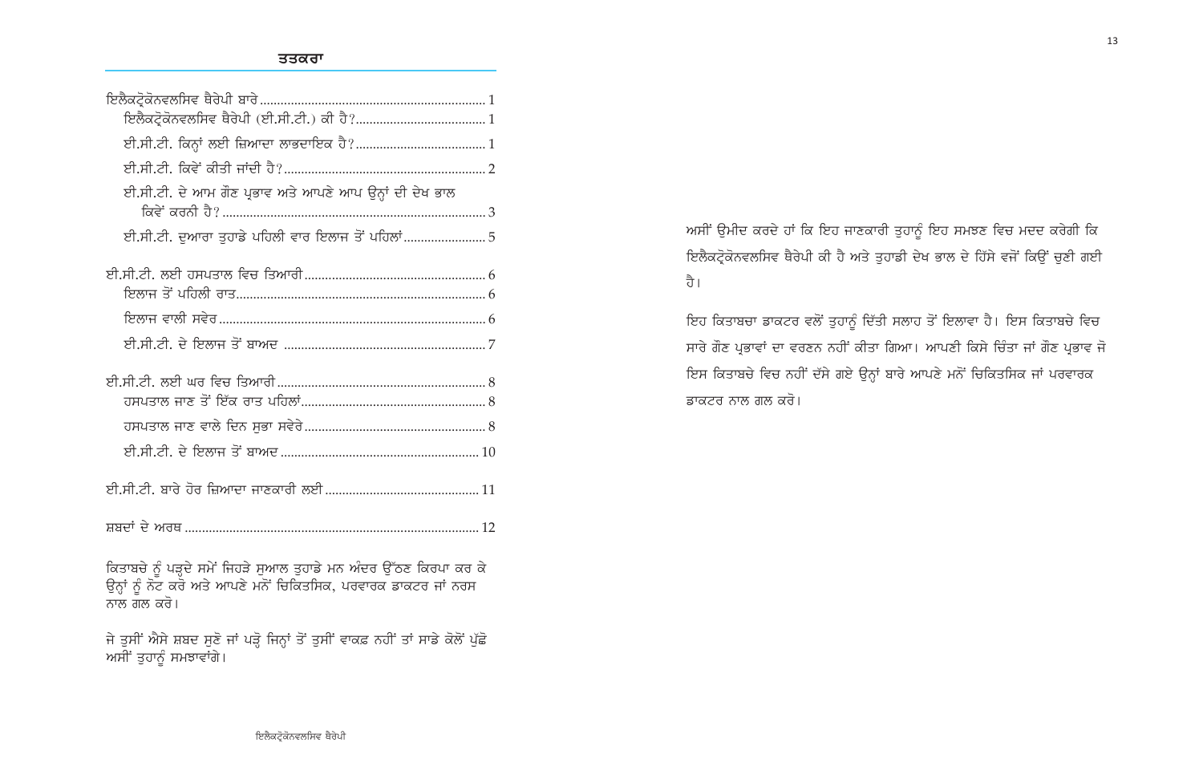## ਤਤਕਰਾ

| | |
|---|---|
| ਇਲੈਕਟ੍ਰੋਕੋਨਵਲਸਿਵ ਥੈਰੇਪੀ ਬਾਰੇ | 1 |
| ਇਲੈਕਟ੍ਰੋਕੋਨਵਲਸਿਵ ਥੈਰੇਪੀ (ਈ.ਸੀ.ਟੀ.) ਕੀ ਹੈ? | 1 |
| ਈ.ਸੀ.ਟੀ. ਕਿਨ੍ਹਾਂ ਲਈ ਜ਼ਿਆਦਾ ਲਾਭਦਾਇਕ ਹੈ? | 1 |
| ਈ.ਸੀ.ਟੀ. ਕਿਵੇਂ ਕੀਤੀ ਜਾਂਦੀ ਹੈ? | 2 |
| ਈ.ਸੀ.ਟੀ. ਦੇ ਆਮ ਗੌਣ ਪ੍ਰਭਾਵ ਅਤੇ ਆਪਣੇ ਆਪ ਉਨ੍ਹਾਂ ਦੀ ਦੇਖ ਭਾਲ ਕਿਵੇਂ ਕਰਨੀ ਹੈ? | 3 |
| ਈ.ਸੀ.ਟੀ. ਦੁਆਰਾ ਤੁਹਾਡੇ ਪਹਿਲੀ ਵਾਰ ਇਲਾਜ ਤੋਂ ਪਹਿਲਾਂ | 5 |
| ਈ.ਸੀ.ਟੀ. ਲਈ ਹਸਪਤਾਲ ਵਿਚ ਤਿਆਰੀ | 6 |
| ਇਲਾਜ ਤੋਂ ਪਹਿਲੀ ਰਾਤ | 6 |
| ਇਲਾਜ ਵਾਲੀ ਸਵੇਰ | 6 |
| ਈ.ਸੀ.ਟੀ. ਦੇ ਇਲਾਜ ਤੋਂ ਬਾਅਦ | 7 |
| ਈ.ਸੀ.ਟੀ. ਲਈ ਘਰ ਵਿਚ ਤਿਆਰੀ | 8 |
| ਹਸਪਤਾਲ ਜਾਣ ਤੋਂ ਇੱਕ ਰਾਤ ਪਹਿਲਾਂ | 8 |
| ਹਸਪਤਾਲ ਜਾਣ ਵਾਲੇ ਦਿਨ ਸੁਭਾ ਸਵੇਰੇ | 8 |
| ਈ.ਸੀ.ਟੀ. ਦੇ ਇਲਾਜ ਤੋਂ ਬਾਅਦ | 10 |
| ਈ.ਸੀ.ਟੀ. ਬਾਰੇ ਹੋਰ ਜ਼ਿਆਦਾ ਜਾਣਕਾਰੀ ਲਈ | 11 |
| ਸ਼ਬਦਾਂ ਦੇ ਅਰਥ | 12 |

ਕਿਤਾਬਚੇ ਨੂੰ ਪੜ੍ਹਦੇ ਸਮੇਂ ਜਿਹੜੇ ਸੁਆਲ ਤੁਹਾਡੇ ਮਨ ਅੰਦਰ ਉੱਠਣ ਕਿਰਪਾ ਕਰ ਕੇ ਉਨ੍ਹਾਂ ਨੂੰ ਨੋਟ ਕਰੋ ਅਤੇ ਆਪਣੇ ਮਨੋਂ ਚਿਕਿਤਸਿਕ, ਪਰਵਾਰਕ ਡਾਕਟਰ ਜਾਂ ਨਰਸ ਨਾਲ ਗਲ ਕਰੋ।

ਜੇ ਤੁਸੀਂ ਐਸੇ ਸ਼ਬਦ ਸੁਣੋ ਜਾਂ ਪੜ੍ਹੋ ਜਿਨ੍ਹਾਂ ਤੋਂ ਤੁਸੀਂ ਵਾਕਫ਼ ਨਹੀਂ ਤਾਂ ਸਾਡੇ ਕੋਲੋਂ ਪੁੱਛੋ ਅਸੀਂ ਤੁਹਾਨੂੰ ਸਮਝਾਵਾਂਗੇ।

ਅਸੀਂ ਉਮੀਦ ਕਰਦੇ ਹਾਂ ਕਿ ਇਹ ਜਾਣਕਾਰੀ ਤੁਹਾਨੂੰ ਇਹ ਸਮਝਣ ਵਿਚ ਮਦਦ ਕਰੇਗੀ ਕਿ ਇਲੈਕਟ੍ਰੋਕੋਨਵਲਸਿਵ ਥੈਰੇਪੀ ਕੀ ਹੈ ਅਤੇ ਤੁਹਾਡੀ ਦੇਖ ਭਾਲ ਦੇ ਹਿੱਸੇ ਵਜੋਂ ਕਿਉਂ ਚੁਣੀ ਗਈ ਹੈ।

ਇਹ ਕਿਤਾਬਚਾ ਡਾਕਟਰ ਵਲੋਂ ਤੁਹਾਨੂੰ ਦਿੱਤੀ ਸਲਾਹ ਤੋਂ ਇਲਾਵਾ ਹੈ। ਇਸ ਕਿਤਾਬਚੇ ਵਿਚ ਸਾਰੇ ਗੌਣ ਪ੍ਰਭਾਵਾਂ ਦਾ ਵਰਣਨ ਨਹੀਂ ਕੀਤਾ ਗਿਆ। ਆਪਣੀ ਕਿਸੇ ਚਿੰਤਾ ਜਾਂ ਗੌਣ ਪ੍ਰਭਾਵ ਜੋ ਇਸ ਕਿਤਾਬਚੇ ਵਿਚ ਨਹੀਂ ਦੱਸੇ ਗਏ ਉਨ੍ਹਾਂ ਬਾਰੇ ਆਪਣੇ ਮਨੋਂ ਚਿਕਿਤਸਿਕ ਜਾਂ ਪਰਵਾਰਕ ਡਾਕਟਰ ਨਾਲ ਗਲ ਕਰੋ।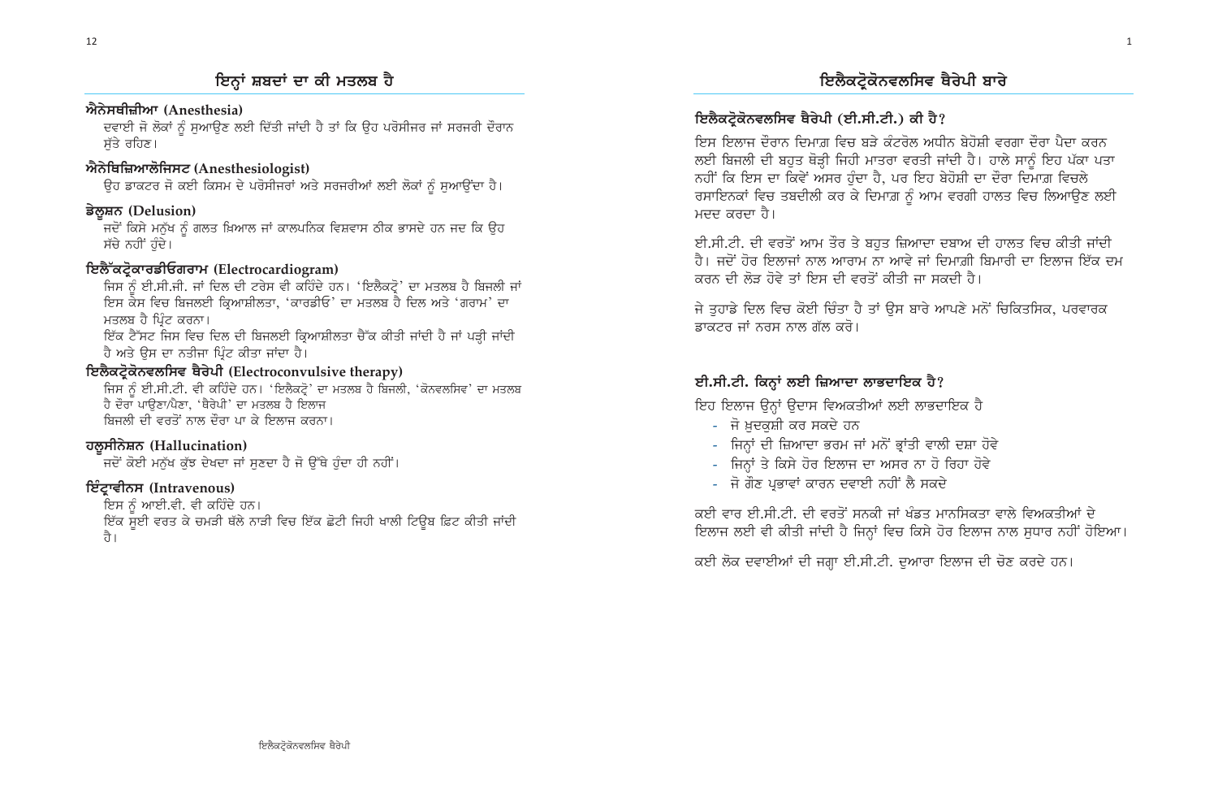## ਇਨ੍ਹਾਂ ਸ਼ਬਦਾਂ ਦਾ ਕੀ ਮਤਲਬ ਹੈ

### ਐਨੇਸਥੀਜ਼ੀਆ (Anesthesia)

ਦਵਾਈ ਜੋ ਲੋਕਾਂ ਨੂੰ ਸੁਆਉਣ ਲਈ ਦਿੱਤੀ ਜਾਂਦੀ ਹੈ ਤਾਂ ਕਿ ਉਹ ਪਰੋਸੀਜਰ ਜਾਂ ਸਰਜਰੀ ਦੌਰਾਨ ਸੁੱਤੇ ਰਹਿਣ।

### ਐਨੇਥਿਜ਼ਿਆਲੋਜਿਸਟ (Anesthesiologist)

ਉਹ ਡਾਕਟਰ ਜੋ ਕਈ ਕਿਸਮ ਦੇ ਪਰੋਸੀਜਰਾਂ ਅਤੇ ਸਰਜਰੀਆਂ ਲਈ ਲੋਕਾਂ ਨੂੰ ਸੁਆਉਂਦਾ ਹੈ।

### ਡੇਲੂਸ਼ਨ (Delusion)

ਜਦੋਂ ਕਿਸੇ ਮਨੁੱਖ ਨੂੰ ਗਲਤ ਖ਼ਿਆਲ ਜਾਂ ਕਾਲਪਨਿਕ ਵਿਸ਼ਵਾਸ ਠੀਕ ਭਾਸਦੇ ਹਨ ਜਦ ਕਿ ਉਹ ਸੱਚੇ ਨਹੀਂ ਹੁੰਦੇ।

### ਇਲੈੱਕਟ੍ਰੋਕਾਰਡੀਓਗਰਾਮ (Electrocardiogram)

ਜਿਸ ਨੂੰ ਈ.ਸੀ.ਜੀ. ਜਾਂ ਦਿਲ ਦੀ ਟਰੇਸ ਵੀ ਕਹਿੰਦੇ ਹਨ। 'ਇਲੈਕਟ੍ਰੋ' ਦਾ ਮਤਲਬ ਹੈ ਬਿਜਲੀ ਜਾਂ ਇਸ ਕੇਸ ਵਿਚ ਬਿਜਲਈ ਕ੍ਰਿਆਸ਼ੀਲਤਾ, 'ਕਾਰਡੀਓ' ਦਾ ਮਤਲਬ ਹੈ ਦਿਲ ਅਤੇ 'ਗਰਾਮ' ਦਾ ਮਤਲਬ ਹੈ ਪ੍ਰਿੰਟ ਕਰਨਾ।

ਇੱਕ ਟੈੱਸਟ ਜਿਸ ਵਿਚ ਦਿਲ ਦੀ ਬਿਜਲਈ ਕ੍ਰਿਆਸ਼ੀਲਤਾ ਚੈੱਕ ਕੀਤੀ ਜਾਂਦੀ ਹੈ ਜਾਂ ਪੜ੍ਹੀ ਜਾਂਦੀ ਹੈ ਅਤੇ ਉਸ ਦਾ ਨਤੀਜਾ ਪ੍ਰਿੰਟ ਕੀਤਾ ਜਾਂਦਾ ਹੈ।

### ਇਲੈਕਟ੍ਰੋਕੋਨਵਲਸਿਵ ਥੈਰੇਪੀ (Electroconvulsive therapy)

ਜਿਸ ਨੂੰ ਈ.ਸੀ.ਟੀ. ਵੀ ਕਹਿੰਦੇ ਹਨ। 'ਇਲੈਕਟ੍ਰੋ' ਦਾ ਮਤਲਬ ਹੈ ਬਿਜਲੀ, 'ਕੋਨਵਲਸਿਵ' ਦਾ ਮਤਲਬ ਹੈ ਦੌਰਾ ਪਾਉਣਾ/ਪੈਣਾ, 'ਥੈਰੇਪੀ' ਦਾ ਮਤਲਬ ਹੈ ਇਲਾਜ

ਬਿਜਲੀ ਦੀ ਵਰਤੋਂ ਨਾਲ ਦੌਰਾ ਪਾ ਕੇ ਇਲਾਜ ਕਰਨਾ।

### ਹਲੂਸੀਨੇਸ਼ਨ (Hallucination)

ਜਦੋਂ ਕੋਈ ਮਨੁੱਖ ਕੁੱਝ ਦੇਖਦਾ ਜਾਂ ਸੁਣਦਾ ਹੈ ਜੋ ਉੱਥੇ ਹੁੰਦਾ ਹੀ ਨਹੀਂ।

### ਇੰਟ੍ਰਾਵੀਨਸ (Intravenous)

ਇਸ ਨੂੰ ਆਈ.ਵੀ. ਵੀ ਕਹਿੰਦੇ ਹਨ।

ਇੱਕ ਸੂਈ ਵਰਤ ਕੇ ਚਮੜੀ ਥੱਲੇ ਨਾੜੀ ਵਿਚ ਇੱਕ ਛੋਟੀ ਜਿਹੀ ਖਾਲੀ ਟਿਊਬ ਫਿਟ ਕੀਤੀ ਜਾਂਦੀ ਹੈ।

## ਇਲੈਕਟ੍ਰੋਕੋਨਵਲਸਿਵ ਥੈਰੇਪੀ ਬਾਰੇ

### ਇਲੈਕਟ੍ਰੋਕੋਨਵਲਸਿਵ ਥੈਰੇਪੀ (ਈ.ਸੀ.ਟੀ.) ਕੀ ਹੈ?

ਇਸ ਇਲਾਜ ਦੌਰਾਨ ਦਿਮਾਗ਼ ਵਿਚ ਬੜੇ ਕੰਟਰੋਲ ਅਧੀਨ ਬੇਹੋਸ਼ੀ ਵਰਗਾ ਦੌਰਾ ਪੈਦਾ ਕਰਨ ਲਈ ਬਿਜਲੀ ਦੀ ਬਹੁਤ ਥੋੜ੍ਹੀ ਜਿਹੀ ਮਾਤਰਾ ਵਰਤੀ ਜਾਂਦੀ ਹੈ। ਹਾਲੇ ਸਾਨੂੰ ਇਹ ਪੱਕਾ ਪਤਾ ਨਹੀਂ ਕਿ ਇਸ ਦਾ ਕਿਵੇਂ ਅਸਰ ਹੁੰਦਾ ਹੈ, ਪਰ ਇਹ ਬੇਹੋਸ਼ੀ ਦਾ ਦੌਰਾ ਦਿਮਾਗ਼ ਵਿਚਲੇ ਰਸਾਇਣਕਾਂ ਵਿਚ ਤਬਦੀਲੀ ਕਰ ਕੇ ਦਿਮਾਗ਼ ਨੂੰ ਆਮ ਵਰਗੀ ਹਾਲਤ ਵਿਚ ਲਿਆਉਣ ਲਈ ਮਦਦ ਕਰਦਾ ਹੈ।

ਈ.ਸੀ.ਟੀ. ਦੀ ਵਰਤੋਂ ਆਮ ਤੌਰ ਤੇ ਬਹੁਤ ਜ਼ਿਆਦਾ ਦਬਾਅ ਦੀ ਹਾਲਤ ਵਿਚ ਕੀਤੀ ਜਾਂਦੀ ਹੈ। ਜਦੋਂ ਹੋਰ ਇਲਾਜਾਂ ਨਾਲ ਆਰਾਮ ਨਾ ਆਵੇ ਜਾਂ ਦਿਮਾਗ਼ੀ ਬਿਮਾਰੀ ਦਾ ਇਲਾਜ ਇੱਕ ਦਮ ਕਰਨ ਦੀ ਲੋੜ ਹੋਵੇ ਤਾਂ ਇਸ ਦੀ ਵਰਤੋਂ ਕੀਤੀ ਜਾ ਸਕਦੀ ਹੈ।

ਜੇ ਤੁਹਾਡੇ ਦਿਲ ਵਿਚ ਕੋਈ ਚਿੰਤਾ ਹੈ ਤਾਂ ਉਸ ਬਾਰੇ ਆਪਣੇ ਮਨੋਂ ਚਿਕਿਤਸਿਕ, ਪਰਵਾਰਕ ਡਾਕਟਰ ਜਾਂ ਨਰਸ ਨਾਲ ਗੱਲ ਕਰੋ।

### ਈ.ਸੀ.ਟੀ. ਕਿਨ੍ਹਾਂ ਲਈ ਜ਼ਿਆਦਾ ਲਾਭਦਾਇਕ ਹੈ?

ਇਹ ਇਲਾਜ ਉਨ੍ਹਾਂ ਉਦਾਸ ਵਿਅਕਤੀਆਂ ਲਈ ਲਾਭਦਾਇਕ ਹੈ

- ਜੋ ਖ਼ੁਦਕੁਸ਼ੀ ਕਰ ਸਕਦੇ ਹਨ
- ਜਿਨ੍ਹਾਂ ਦੀ ਜ਼ਿਆਦਾ ਭਰਮ ਜਾਂ ਮਨੋਂ ਭ੍ਰਾਂਤੀ ਵਾਲੀ ਦਸ਼ਾ ਹੋਵੇ
- ਜਿਨ੍ਹਾਂ ਤੇ ਕਿਸੇ ਹੋਰ ਇਲਾਜ ਦਾ ਅਸਰ ਨਾ ਹੋ ਰਿਹਾ ਹੋਵੇ
- ਜੋ ਗੌਣ ਪ੍ਰਭਾਵਾਂ ਕਾਰਨ ਦਵਾਈ ਨਹੀਂ ਲੈ ਸਕਦੇ

ਕਈ ਵਾਰ ਈ.ਸੀ.ਟੀ. ਦੀ ਵਰਤੋਂ ਸਨਕੀ ਜਾਂ ਖੰਡਤ ਮਾਨਸਿਕਤਾ ਵਾਲੇ ਵਿਅਕਤੀਆਂ ਦੇ ਇਲਾਜ ਲਈ ਵੀ ਕੀਤੀ ਜਾਂਦੀ ਹੈ ਜਿਨ੍ਹਾਂ ਵਿਚ ਕਿਸੇ ਹੋਰ ਇਲਾਜ ਨਾਲ ਸੁਧਾਰ ਨਹੀਂ ਹੋਇਆ।

ਕਈ ਲੋਕ ਦਵਾਈਆਂ ਦੀ ਜਗ੍ਹਾ ਈ.ਸੀ.ਟੀ. ਦੁਆਰਾ ਇਲਾਜ ਦੀ ਚੋਣ ਕਰਦੇ ਹਨ।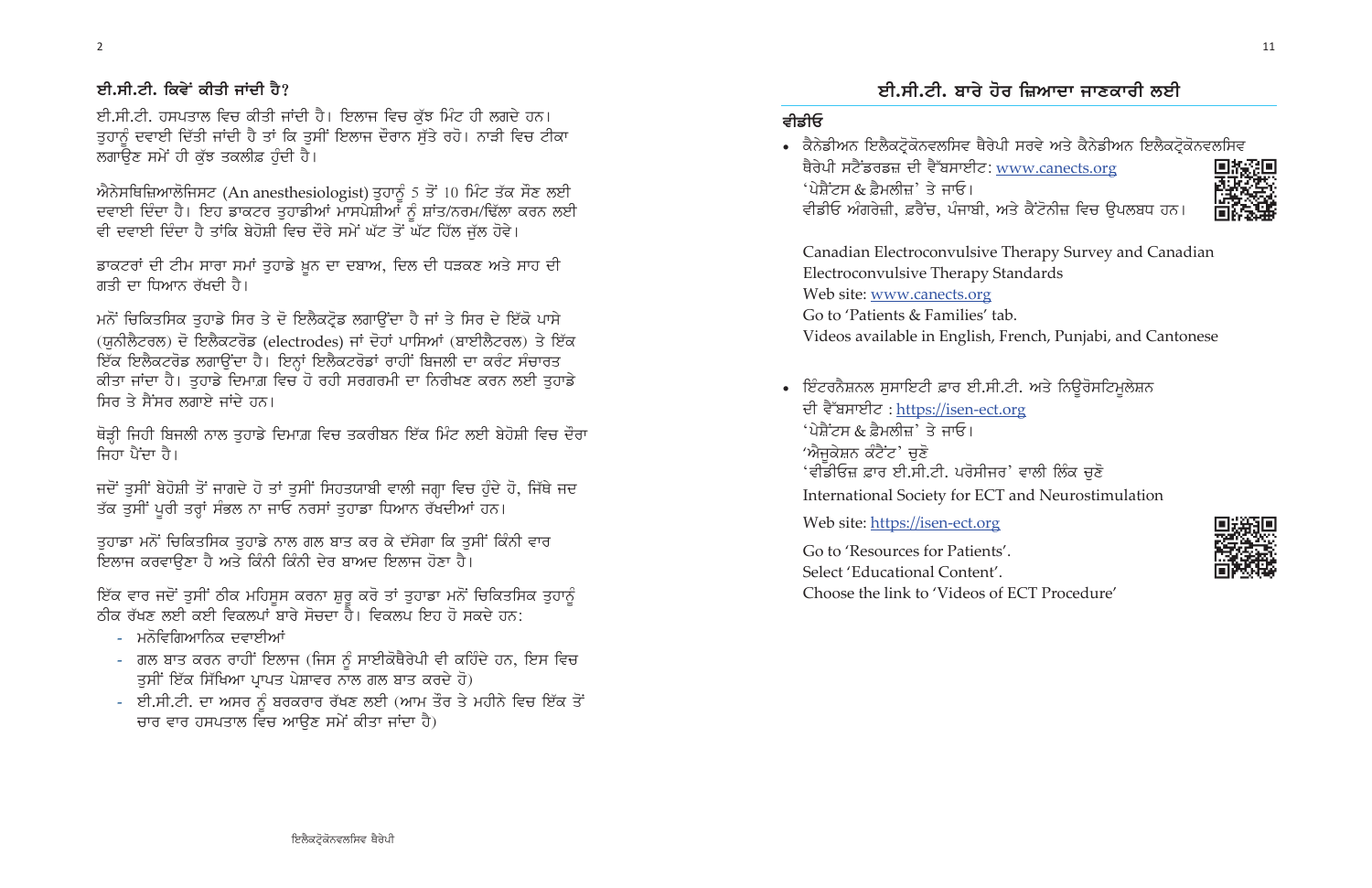## ਈ.ਸੀ.ਟੀ. ਕਿਵੇਂ ਕੀਤੀ ਜਾਂਦੀ ਹੈ?

ਈ.ਸੀ.ਟੀ. ਹਸਪਤਾਲ ਵਿਚ ਕੀਤੀ ਜਾਂਦੀ ਹੈ। ਇਲਾਜ ਵਿਚ ਕੁੱਝ ਮਿੰਟ ਹੀ ਲਗਦੇ ਹਨ। ਤੁਹਾਨੂੰ ਦਵਾਈ ਦਿੱਤੀ ਜਾਂਦੀ ਹੈ ਤਾਂ ਕਿ ਤੁਸੀਂ ਇਲਾਜ ਦੌਰਾਨ ਸੁੱਤੇ ਰਹੋ। ਨਾੜੀ ਵਿਚ ਟੀਕਾ ਲਗਾਉਣ ਸਮੇਂ ਹੀ ਕੁੱਝ ਤਕਲੀਫ਼ ਹੁੰਦੀ ਹੈ।

ਐਨੇਸਥਿਜ਼ਿਆਲੋਜਿਸਟ (An anesthesiologist) ਤੁਹਾਨੂੰ 5 ਤੋਂ 10 ਮਿੰਟ ਤੱਕ ਸੌਣ ਲਈ ਦਵਾਈ ਦਿੰਦਾ ਹੈ। ਇਹ ਡਾਕਟਰ ਤੁਹਾਡੀਆਂ ਮਾਸਪੇਸ਼ੀਆਂ ਨੂੰ ਸ਼ਾਂਤ/ਨਰਮ/ਢਿੱਲਾ ਕਰਨ ਲਈ ਵੀ ਦਵਾਈ ਦਿੰਦਾ ਹੈ ਤਾਂਕਿ ਬੇਹੋਸ਼ੀ ਵਿਚ ਦੌਰੇ ਸਮੇਂ ਘੱਟ ਤੋਂ ਘੱਟ ਹਿੱਲ ਜੁੱਲ ਹੋਵੇ।

ਡਾਕਟਰਾਂ ਦੀ ਟੀਮ ਸਾਰਾ ਸਮਾਂ ਤੁਹਾਡੇ ਖ਼ੂਨ ਦਾ ਦਬਾਅ, ਦਿਲ ਦੀ ਧੜਕਣ ਅਤੇ ਸਾਹ ਦੀ ਗਤੀ ਦਾ ਧਿਆਨ ਰੱਖਦੀ ਹੈ।

ਮਨੋਂ ਚਿਕਿਤਸਿਕ ਤੁਹਾਡੇ ਸਿਰ ਤੇ ਦੋ ਇਲੈਕਟ੍ਰੋਡ ਲਗਾਉਂਦਾ ਹੈ ਜਾਂ ਤੇ ਸਿਰ ਦੇ ਇੱਕੋ ਪਾਸੇ (ਯੂਨੀਲੈਟਰਲ) ਦੋ ਇਲੈਕਟਰੋਡ (electrodes) ਜਾਂ ਦੋਹਾਂ ਪਾਸਿਆਂ (ਬਾਈਲੈਟਰਲ) ਤੇ ਇੱਕ ਇੱਕ ਇਲੈਕਟਰੋਡ ਲਗਾਉਂਦਾ ਹੈ। ਇਨ੍ਹਾਂ ਇਲੈਕਟਰੋਡਾਂ ਰਾਹੀਂ ਬਿਜਲੀ ਦਾ ਕਰੰਟ ਸੰਚਾਰਤ ਕੀਤਾ ਜਾਂਦਾ ਹੈ। ਤੁਹਾਡੇ ਦਿਮਾਗ਼ ਵਿਚ ਹੋ ਰਹੀ ਸਰਗਰਮੀ ਦਾ ਨਿਰੀਖਣ ਕਰਨ ਲਈ ਤੁਹਾਡੇ ਸਿਰ ਤੇ ਸੈਂਸਰ ਲਗਾਏ ਜਾਂਦੇ ਹਨ।

ਥੋੜ੍ਹੀ ਜਿਹੀ ਬਿਜਲੀ ਨਾਲ ਤੁਹਾਡੇ ਦਿਮਾਗ਼ ਵਿਚ ਤਕਰੀਬਨ ਇੱਕ ਮਿੰਟ ਲਈ ਬੇਹੋਸ਼ੀ ਵਿਚ ਦੌਰਾ ਜਿਹਾ ਪੈਂਦਾ ਹੈ।

ਜਦੋਂ ਤੁਸੀਂ ਬੇਹੋਸ਼ੀ ਤੋਂ ਜਾਗਦੇ ਹੋ ਤਾਂ ਤੁਸੀਂ ਸਿਹਤਯਾਬੀ ਵਾਲੀ ਜਗ੍ਹਾ ਵਿਚ ਹੁੰਦੇ ਹੋ, ਜਿੱਥੇ ਜਦ ਤੱਕ ਤੁਸੀਂ ਪੂਰੀ ਤਰ੍ਹਾਂ ਸੰਭਲ ਨਾ ਜਾਓ ਨਰਸਾਂ ਤੁਹਾਡਾ ਧਿਆਨ ਰੱਖਦੀਆਂ ਹਨ।

ਤੁਹਾਡਾ ਮਨੋਂ ਚਿਕਿਤਸਿਕ ਤੁਹਾਡੇ ਨਾਲ ਗਲ ਬਾਤ ਕਰ ਕੇ ਦੱਸੇਗਾ ਕਿ ਤੁਸੀਂ ਕਿੰਨੀ ਵਾਰ ਇਲਾਜ ਕਰਵਾਉਣਾ ਹੈ ਅਤੇ ਕਿੰਨੀ ਕਿੰਨੀ ਦੇਰ ਬਾਅਦ ਇਲਾਜ ਹੋਣਾ ਹੈ।

ਇੱਕ ਵਾਰ ਜਦੋਂ ਤੁਸੀਂ ਠੀਕ ਮਹਿਸੂਸ ਕਰਨਾ ਸ਼ੁਰੂ ਕਰੋ ਤਾਂ ਤੁਹਾਡਾ ਮਨੋਂ ਚਿਕਿਤਸਿਕ ਤੁਹਾਨੂੰ ਠੀਕ ਰੱਖਣ ਲਈ ਕਈ ਵਿਕਲਪਾਂ ਬਾਰੇ ਸੋਚਦਾ ਹੈ। ਵਿਕਲਪ ਇਹ ਹੋ ਸਕਦੇ ਹਨ:

- ਮਨੋਵਿਗਿਆਨਿਕ ਦਵਾਈਆਂ
- ਗਲ ਬਾਤ ਕਰਨ ਰਾਹੀਂ ਇਲਾਜ (ਜਿਸ ਨੂੰ ਸਾਈਕੋਥੈਰੇਪੀ ਵੀ ਕਹਿੰਦੇ ਹਨ, ਇਸ ਵਿਚ ਤੁਸੀਂ ਇੱਕ ਸਿੱਖਿਆ ਪ੍ਰਾਪਤ ਪੇਸ਼ਾਵਰ ਨਾਲ ਗਲ ਬਾਤ ਕਰਦੇ ਹੋ)
- ਈ.ਸੀ.ਟੀ. ਦਾ ਅਸਰ ਨੂੰ ਬਰਕਰਾਰ ਰੱਖਣ ਲਈ (ਆਮ ਤੌਰ ਤੇ ਮਹੀਨੇ ਵਿਚ ਇੱਕ ਤੋਂ ਚਾਰ ਵਾਰ ਹਸਪਤਾਲ ਵਿਚ ਆਉਣ ਸਮੇਂ ਕੀਤਾ ਜਾਂਦਾ ਹੈ)

## ਈ.ਸੀ.ਟੀ. ਬਾਰੇ ਹੋਰ ਜ਼ਿਆਦਾ ਜਾਣਕਾਰੀ ਲਈ

### ਵੀਡੀਓ

- ਕੈਨੇਡੀਅਨ ਇਲੈਕਟ੍ਰੋਕੋਨਵਲਸਿਵ ਥੈਰੇਪੀ ਸਰਵੇ ਅਤੇ ਕੈਨੇਡੀਅਨ ਇਲੈਕਟ੍ਰੋਕੋਨਵਲਸਿਵ ਥੈਰੇਪੀ ਸਟੈਂਡਰਡਜ਼ ਦੀ ਵੈੱਬਸਾਈਟ: www.canects.org
  'ਪੇਸ਼ੈਂਟਸ & ਫ਼ੈਮਲੀਜ਼' ਤੇ ਜਾਓ।
  ਵੀਡੀਓ ਅੰਗਰੇਜ਼ੀ, ਫ਼ਰੈਂਚ, ਪੰਜਾਬੀ, ਅਤੇ ਕੈਂਟੋਨੀਜ਼ ਵਿਚ ਉਪਲਬਧ ਹਨ।

  Canadian Electroconvulsive Therapy Survey and Canadian Electroconvulsive Therapy Standards
  Web site: www.canects.org
  Go to 'Patients & Families' tab.
  Videos available in English, French, Punjabi, and Cantonese

- ਇੰਟਰਨੈਸ਼ਨਲ ਸੁਸਾਇਟੀ ਫ਼ਾਰ ਈ.ਸੀ.ਟੀ. ਅਤੇ ਨਿਊਰੋਸਟਿਮੁਲੇਸ਼ਨ ਦੀ ਵੈੱਬਸਾਈਟ : https://isen-ect.org
  'ਪੇਸ਼ੈਂਟਸ & ਫ਼ੈਮਲੀਜ਼' ਤੇ ਜਾਓ।
  'ਐਜੂਕੇਸ਼ਨ ਕੰਟੈਂਟ' ਚੁਣੋ
  'ਵੀਡੀਓਜ਼ ਫ਼ਾਰ ਈ.ਸੀ.ਟੀ. ਪਰੋਸੀਜਰ' ਵਾਲੀ ਲਿੰਕ ਚੁਣੋ

  International Society for ECT and Neurostimulation
  Web site: https://isen-ect.org
  Go to 'Resources for Patients'.
  Select 'Educational Content'.
  Choose the link to 'Videos of ECT Procedure'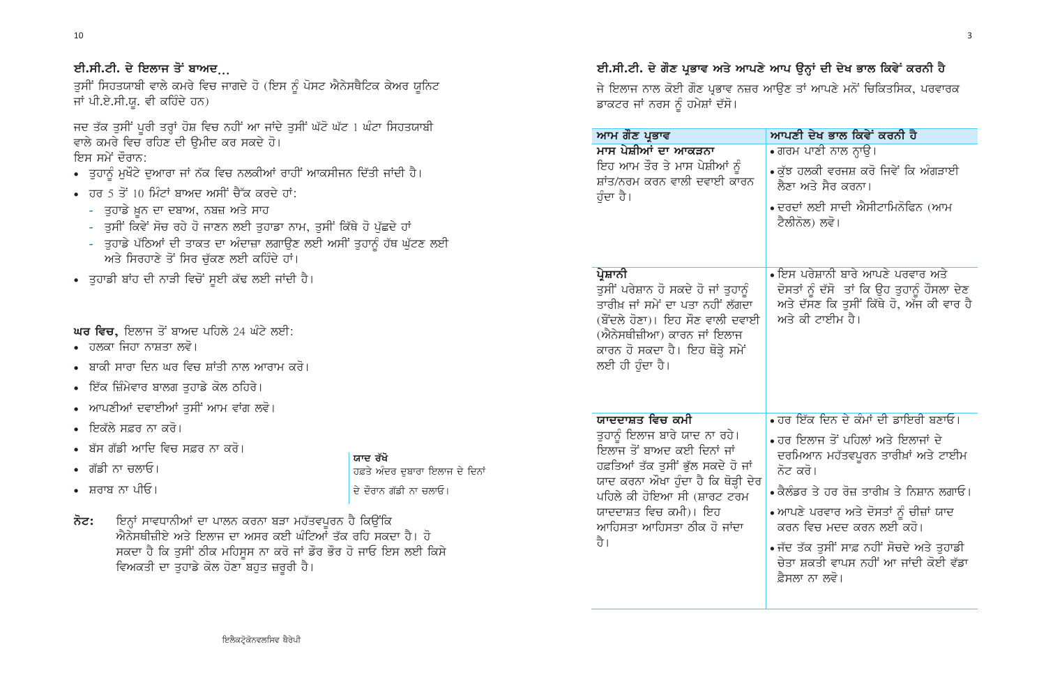## ਈ.ਸੀ.ਟੀ. ਦੇ ਇਲਾਜ ਤੋਂ ਬਾਅਦ...

ਤੁਸੀਂ ਸਿਹਤਯਾਬੀ ਵਾਲੇ ਕਮਰੇ ਵਿਚ ਜਾਗਦੇ ਹੋ (ਇਸ ਨੂੰ ਪੋਸਟ ਐਨੇਸਥੈਟਿਕ ਕੇਅਰ ਯੂਨਿਟ ਜਾਂ ਪੀ.ਏ.ਸੀ.ਯੂ. ਵੀ ਕਹਿੰਦੇ ਹਨ)

ਜਦ ਤੱਕ ਤੁਸੀਂ ਪੂਰੀ ਤਰ੍ਹਾਂ ਹੋਸ਼ ਵਿਚ ਨਹੀਂ ਆ ਜਾਂਦੇ ਤੁਸੀਂ ਘੱਟੋ ਘੱਟ 1 ਘੰਟਾ ਸਿਹਤਯਾਬੀ ਵਾਲੇ ਕਮਰੇ ਵਿਚ ਰਹਿਣ ਦੀ ਉਮੀਦ ਕਰ ਸਕਦੇ ਹੋ।
ਇਸ ਸਮੇਂ ਦੌਰਾਨ:

- ਤੁਹਾਨੂੰ ਮੁਖੌਟੇ ਦੁਆਰਾ ਜਾਂ ਨੱਕ ਵਿਚ ਨਲਕੀਆਂ ਰਾਹੀਂ ਆਕਸੀਜਨ ਦਿੱਤੀ ਜਾਂਦੀ ਹੈ।
- ਹਰ 5 ਤੋਂ 10 ਮਿੰਟਾਂ ਬਾਅਦ ਅਸੀਂ ਚੈੱਕ ਕਰਦੇ ਹਾਂ:
  - ਤੁਹਾਡੇ ਖ਼ੂਨ ਦਾ ਦਬਾਅ, ਨਬਜ਼ ਅਤੇ ਸਾਹ
  - ਤੁਸੀਂ ਕਿਵੇਂ ਸੋਚ ਰਹੇ ਹੋ ਜਾਣਨ ਲਈ ਤੁਹਾਡਾ ਨਾਮ, ਤੁਸੀਂ ਕਿੱਥੇ ਹੋ ਪੁੱਛਦੇ ਹਾਂ
  - ਤੁਹਾਡੇ ਪੱਠਿਆਂ ਦੀ ਤਾਕਤ ਦਾ ਅੰਦਾਜ਼ਾ ਲਗਾਉਣ ਲਈ ਅਸੀਂ ਤੁਹਾਨੂੰ ਹੱਥ ਘੁੱਟਣ ਲਈ ਅਤੇ ਸਿਰਹਾਣੇ ਤੋਂ ਸਿਰ ਚੁੱਕਣ ਲਈ ਕਹਿੰਦੇ ਹਾਂ।
- ਤੁਹਾਡੀ ਬਾਂਹ ਦੀ ਨਾੜੀ ਵਿਚੋਂ ਸੂਈ ਕੱਢ ਲਈ ਜਾਂਦੀ ਹੈ।

**ਘਰ ਵਿਚ,** ਇਲਾਜ ਤੋਂ ਬਾਅਦ ਪਹਿਲੇ 24 ਘੰਟੇ ਲਈ:

- ਹਲਕਾ ਜਿਹਾ ਨਾਸ਼ਤਾ ਲਵੋ।
- ਬਾਕੀ ਸਾਰਾ ਦਿਨ ਘਰ ਵਿਚ ਸ਼ਾਂਤੀ ਨਾਲ ਆਰਾਮ ਕਰੋ।
- ਇੱਕ ਜ਼ਿੰਮੇਵਾਰ ਬਾਲਗ ਤੁਹਾਡੇ ਕੋਲ ਠਹਿਰੇ।
- ਆਪਣੀਆਂ ਦਵਾਈਆਂ ਤੁਸੀਂ ਆਮ ਵਾਂਗ ਲਵੋ।
- ਇਕੱਲੇ ਸਫ਼ਰ ਨਾ ਕਰੋ।
- ਬੱਸ ਗੱਡੀ ਆਦਿ ਵਿਚ ਸਫ਼ਰ ਨਾ ਕਰੋ।
- ਗੱਡੀ ਨਾ ਚਲਾਓ।
- ਸ਼ਰਾਬ ਨਾ ਪੀਓ।

**ਯਾਦ ਰੱਖੋ**
ਹਫਤੇ ਅੰਦਰ ਦੁਬਾਰਾ ਇਲਾਜ ਦੇ ਦਿਨਾਂ ਦੇ ਦੌਰਾਨ ਗੱਡੀ ਨਾ ਚਲਾਓ।

**ਨੋਟ:** ਇਨ੍ਹਾਂ ਸਾਵਧਾਨੀਆਂ ਦਾ ਪਾਲਨ ਕਰਨਾ ਬੜਾ ਮਹੱਤਵਪੂਰਨ ਹੈ ਕਿਉਂਕਿ ਐਨੇਸਥੀਜ਼ੀਏ ਅਤੇ ਇਲਾਜ ਦਾ ਅਸਰ ਕਈ ਘੰਟਿਆਂ ਤੱਕ ਰਹਿ ਸਕਦਾ ਹੈ। ਹੋ ਸਕਦਾ ਹੈ ਕਿ ਤੁਸੀਂ ਠੀਕ ਮਹਿਸੂਸ ਨਾ ਕਰੋ ਜਾਂ ਡੌਰ ਭੌਰ ਹੋ ਜਾਓ ਇਸ ਲਈ ਕਿਸੇ ਵਿਅਕਤੀ ਦਾ ਤੁਹਾਡੇ ਕੋਲ ਹੋਣਾ ਬਹੁਤ ਜ਼ਰੂਰੀ ਹੈ।

## ਈ.ਸੀ.ਟੀ. ਦੇ ਗੌਣ ਪ੍ਰਭਾਵ ਅਤੇ ਆਪਣੇ ਆਪ ਉਨ੍ਹਾਂ ਦੀ ਦੇਖ ਭਾਲ ਕਿਵੇਂ ਕਰਨੀ ਹੈ

ਜੇ ਇਲਾਜ ਨਾਲ ਕੋਈ ਗੌਣ ਪ੍ਰਭਾਵ ਨਜ਼ਰ ਆਉਣ ਤਾਂ ਆਪਣੇ ਮਨੋਂ ਚਿਕਿਤਸਿਕ, ਪਰਵਾਰਕ ਡਾਕਟਰ ਜਾਂ ਨਰਸ ਨੂੰ ਹਮੇਸ਼ਾਂ ਦੱਸੋ।

| ਆਮ ਗੌਣ ਪ੍ਰਭਾਵ | ਆਪਣੀ ਦੇਖ ਭਾਲ ਕਿਵੇਂ ਕਰਨੀ ਹੈ |
|---|---|
| **ਮਾਸ ਪੇਸ਼ੀਆਂ ਦਾ ਆਕੜਨਾ**<br>ਇਹ ਆਮ ਤੌਰ ਤੇ ਮਾਸ ਪੇਸ਼ੀਆਂ ਨੂੰ ਸ਼ਾਂਤ/ਨਰਮ ਕਰਨ ਵਾਲੀ ਦਵਾਈ ਕਾਰਨ ਹੁੰਦਾ ਹੈ। | • ਗਰਮ ਪਾਣੀ ਨਾਲ ਨ੍ਹਾਉ।<br>• ਕੁੱਝ ਹਲਕੀ ਵਰਜਸ਼ ਕਰੋ ਜਿਵੇਂ ਕਿ ਅੰਗੜਾਈ ਲੈਣਾ ਅਤੇ ਸੈਰ ਕਰਨਾ।<br>• ਦਰਦਾਂ ਲਈ ਸਾਦੀ ਐਸੀਟਾਮਿਨੋਫਿਨ (ਆਮ ਟੈਲੀਨੋਲ) ਲਵੋ। |
| **ਪ੍ਰੇਸ਼ਾਨੀ**<br>ਤੁਸੀਂ ਪਰੇਸ਼ਾਨ ਹੋ ਸਕਦੇ ਹੋ ਜਾਂ ਤੁਹਾਨੂੰ ਤਾਰੀਖ਼ ਜਾਂ ਸਮੇਂ ਦਾ ਪਤਾ ਨਹੀਂ ਲੱਗਦਾ (ਬੌਂਦਲੇ ਹੋਣਾ)। ਇਹ ਸੌਣ ਵਾਲੀ ਦਵਾਈ (ਐਨੇਸਥੀਜ਼ੀਆ) ਕਾਰਨ ਜਾਂ ਇਲਾਜ ਕਾਰਨ ਹੋ ਸਕਦਾ ਹੈ। ਇਹ ਥੋੜ੍ਹੇ ਸਮੇਂ ਲਈ ਹੀ ਹੁੰਦਾ ਹੈ। | • ਇਸ ਪਰੇਸ਼ਾਨੀ ਬਾਰੇ ਆਪਣੇ ਪਰਵਾਰ ਅਤੇ ਦੋਸਤਾਂ ਨੂੰ ਦੱਸੋ ਤਾਂ ਕਿ ਉਹ ਤੁਹਾਨੂੰ ਹੌਸਲਾ ਦੇਣ ਅਤੇ ਦੱਸਣ ਕਿ ਤੁਸੀਂ ਕਿੱਥੇ ਹੋ, ਅੱਜ ਕੀ ਵਾਰ ਹੈ ਅਤੇ ਕੀ ਟਾਈਮ ਹੈ। |
| **ਯਾਦਦਾਸ਼ਤ ਵਿਚ ਕਮੀ**<br>ਤੁਹਾਨੂੰ ਇਲਾਜ ਬਾਰੇ ਯਾਦ ਨਾ ਰਹੇ। ਇਲਾਜ ਤੋਂ ਬਾਅਦ ਕਈ ਦਿਨਾਂ ਜਾਂ ਹਫਤਿਆਂ ਤੱਕ ਤੁਸੀਂ ਭੁੱਲ ਸਕਦੇ ਹੋ ਜਾਂ ਯਾਦ ਕਰਨਾ ਔਖਾ ਹੁੰਦਾ ਹੈ ਕਿ ਥੋੜ੍ਹੀ ਦੇਰ ਪਹਿਲੇ ਕੀ ਹੋਇਆ ਸੀ (ਸ਼ਾਰਟ ਟਰਮ ਯਾਦਦਾਸ਼ਤ ਵਿਚ ਕਮੀ)। ਇਹ ਆਹਿਸਤਾ ਆਹਿਸਤਾ ਠੀਕ ਹੋ ਜਾਂਦਾ ਹੈ। | • ਹਰ ਇੱਕ ਦਿਨ ਦੇ ਕੰਮਾਂ ਦੀ ਡਾਇਰੀ ਬਣਾਓ।<br>• ਹਰ ਇਲਾਜ ਤੋਂ ਪਹਿਲਾਂ ਅਤੇ ਇਲਾਜਾਂ ਦੇ ਦਰਮਿਆਨ ਮਹੱਤਵਪੂਰਨ ਤਾਰੀਖ਼ਾਂ ਅਤੇ ਟਾਈਮ ਨੋਟ ਕਰੋ।<br>• ਕੈਲੰਡਰ ਤੇ ਹਰ ਰੋਜ਼ ਤਾਰੀਖ਼ ਤੇ ਨਿਸ਼ਾਨ ਲਗਾਓ।<br>• ਆਪਣੇ ਪਰਵਾਰ ਅਤੇ ਦੋਸਤਾਂ ਨੂੰ ਚੀਜ਼ਾਂ ਯਾਦ ਕਰਨ ਵਿਚ ਮਦਦ ਕਰਨ ਲਈ ਕਹੋ।<br>• ਜੱਦ ਤੱਕ ਤੁਸੀਂ ਸਾਫ਼ ਨਹੀਂ ਸੋਚਦੇ ਅਤੇ ਤੁਹਾਡੀ ਚੇਤਾ ਸ਼ਕਤੀ ਵਾਪਸ ਨਹੀਂ ਆ ਜਾਂਦੀ ਕੋਈ ਵੱਡਾ ਫ਼ੈਸਲਾ ਨਾ ਲਵੋ। |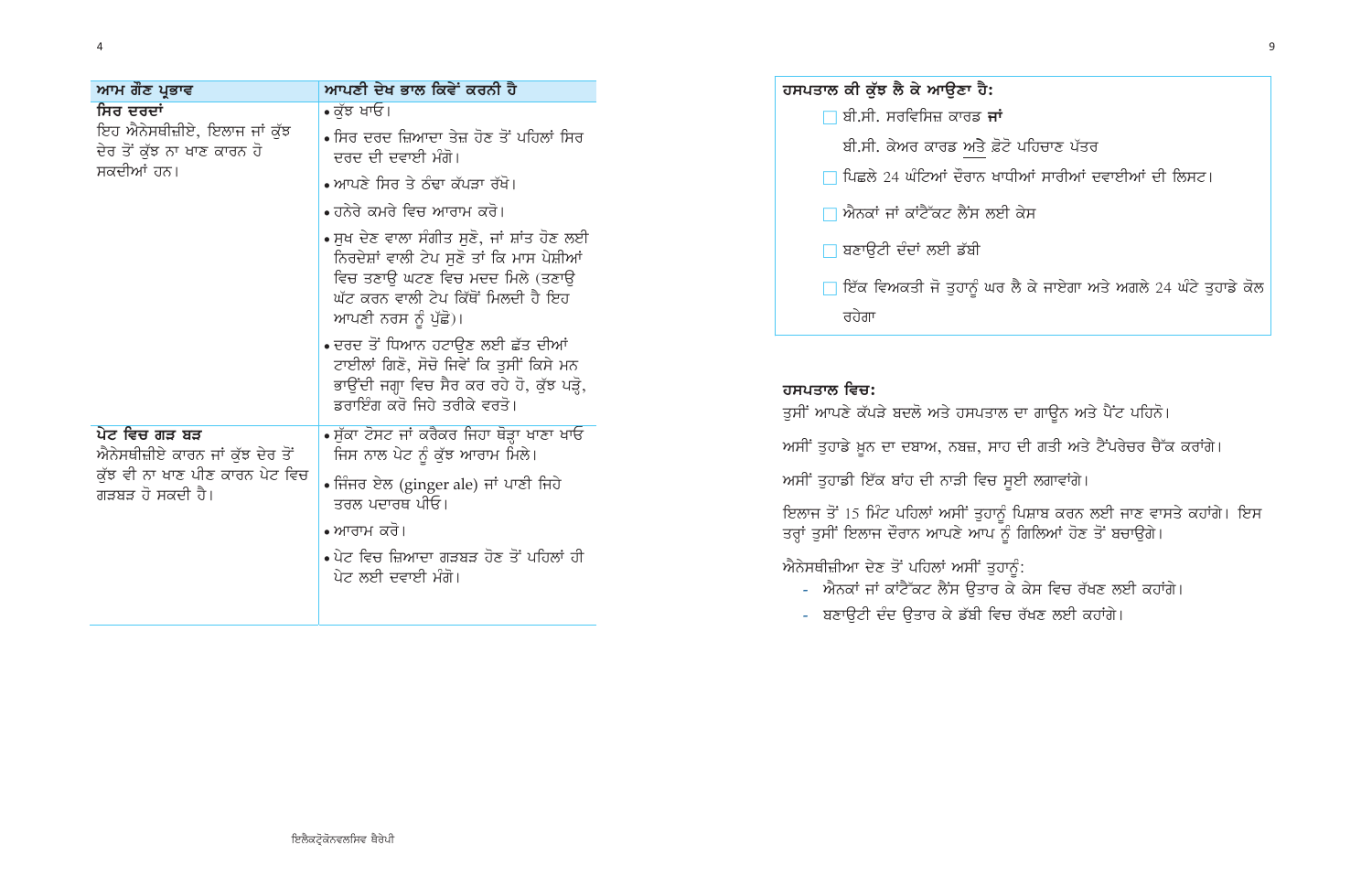| ਆਮ ਗੌਣ ਪ੍ਰਭਾਵ | ਆਪਣੀ ਦੇਖ ਭਾਲ ਕਿਵੇਂ ਕਰਨੀ ਹੈ |
|---|---|
| **ਸਿਰ ਦਰਦਾਂ**<br>ਇਹ ਐਨੇਸਥੀਜ਼ੀਏ, ਇਲਾਜ ਜਾਂ ਕੁੱਝ ਦੇਰ ਤੋਂ ਕੁੱਝ ਨਾ ਖਾਣ ਕਾਰਨ ਹੋ ਸਕਦੀਆਂ ਹਨ। | • ਕੁੱਝ ਖਾਓ।<br>• ਸਿਰ ਦਰਦ ਜ਼ਿਆਦਾ ਤੇਜ਼ ਹੋਣ ਤੋਂ ਪਹਿਲਾਂ ਸਿਰ ਦਰਦ ਦੀ ਦਵਾਈ ਮੰਗੋ।<br>• ਆਪਣੇ ਸਿਰ ਤੇ ਠੰਢਾ ਕੱਪੜਾ ਰੱਖੋ।<br>• ਹਨੇਰੇ ਕਮਰੇ ਵਿਚ ਆਰਾਮ ਕਰੋ।<br>• ਸੁਖ ਦੇਣ ਵਾਲਾ ਸੰਗੀਤ ਸੁਣੋ, ਜਾਂ ਸ਼ਾਂਤ ਹੋਣ ਲਈ ਨਿਰਦੇਸ਼ਾਂ ਵਾਲੀ ਟੇਪ ਸੁਣੋ ਤਾਂ ਕਿ ਮਾਸ ਪੇਸ਼ੀਆਂ ਵਿਚ ਤਣਾਉ ਘਟਣ ਵਿਚ ਮਦਦ ਮਿਲੇ (ਤਣਾਉ ਘੱਟ ਕਰਨ ਵਾਲੀ ਟੇਪ ਕਿੱਥੋਂ ਮਿਲਦੀ ਹੈ ਇਹ ਆਪਣੀ ਨਰਸ ਨੂੰ ਪੁੱਛੋ)।<br>• ਦਰਦ ਤੋਂ ਧਿਆਨ ਹਟਾਉਣ ਲਈ ਛੱਤ ਦੀਆਂ ਟਾਈਲਾਂ ਗਿਣੋ, ਸੋਚੋ ਜਿਵੇਂ ਕਿ ਤੁਸੀਂ ਕਿਸੇ ਮਨ ਭਾਉਂਦੀ ਜਗ੍ਹਾ ਵਿਚ ਸੈਰ ਕਰ ਰਹੇ ਹੋ, ਕੁੱਝ ਪੜ੍ਹੋ, ਡਰਾਇੰਗ ਕਰੋ ਜਿਹੇ ਤਰੀਕੇ ਵਰਤੋ। |
| **ਪੇਟ ਵਿਚ ਗੜ ਬੜ**<br>ਐਨੇਸਥੀਜ਼ੀਏ ਕਾਰਨ ਜਾਂ ਕੁੱਝ ਦੇਰ ਤੋਂ ਕੁੱਝ ਵੀ ਨਾ ਖਾਣ ਪੀਣ ਕਾਰਨ ਪੇਟ ਵਿਚ ਗੜਬੜ ਹੋ ਸਕਦੀ ਹੈ। | • ਸੁੱਕਾ ਟੋਸਟ ਜਾਂ ਕਰੈਕਰ ਜਿਹਾ ਥੋੜ੍ਹਾ ਖਾਣਾ ਖਾਓ ਜਿਸ ਨਾਲ ਪੇਟ ਨੂੰ ਕੁੱਝ ਆਰਾਮ ਮਿਲੇ।<br>• ਜਿੰਜਰ ਏਲ (ginger ale) ਜਾਂ ਪਾਣੀ ਜਿਹੇ ਤਰਲ ਪਦਾਰਥ ਪੀਓ।<br>• ਆਰਾਮ ਕਰੋ।<br>• ਪੇਟ ਵਿਚ ਜ਼ਿਆਦਾ ਗੜਬੜ ਹੋਣ ਤੋਂ ਪਹਿਲਾਂ ਹੀ ਪੇਟ ਲਈ ਦਵਾਈ ਮੰਗੋ। |

**ਹਸਪਤਾਲ ਕੀ ਕੁੱਝ ਲੈ ਕੇ ਆਉਣਾ ਹੈ:**

- ☐ ਬੀ.ਸੀ. ਸਰਵਿਸਿਜ਼ ਕਾਰਡ **ਜਾਂ**

  ਬੀ.ਸੀ. ਕੇਅਰ ਕਾਰਡ <u>ਅਤੇ</u> ਫ਼ੋਟੋ ਪਹਿਚਾਣ ਪੱਤਰ
- ☐ ਪਿਛਲੇ 24 ਘੰਟਿਆਂ ਦੌਰਾਨ ਖਾਧੀਆਂ ਸਾਰੀਆਂ ਦਵਾਈਆਂ ਦੀ ਲਿਸਟ।
- ☐ ਐਨਕਾਂ ਜਾਂ ਕਾਂਟੈਕਟ ਲੈਂਸ ਲਈ ਕੇਸ
- ☐ ਬਣਾਉਟੀ ਦੰਦਾਂ ਲਈ ਡੱਬੀ
- ☐ ਇੱਕ ਵਿਅਕਤੀ ਜੋ ਤੁਹਾਨੂੰ ਘਰ ਲੈ ਕੇ ਜਾਏਗਾ ਅਤੇ ਅਗਲੇ 24 ਘੰਟੇ ਤੁਹਾਡੇ ਕੋਲ ਰਹੇਗਾ

**ਹਸਪਤਾਲ ਵਿਚ:**

ਤੁਸੀਂ ਆਪਣੇ ਕੱਪੜੇ ਬਦਲੋ ਅਤੇ ਹਸਪਤਾਲ ਦਾ ਗਾਊਨ ਅਤੇ ਪੈਂਟ ਪਹਿਨੋ।

ਅਸੀਂ ਤੁਹਾਡੇ ਖ਼ੂਨ ਦਾ ਦਬਾਅ, ਨਬਜ਼, ਸਾਹ ਦੀ ਗਤੀ ਅਤੇ ਟੈਂਪਰੇਚਰ ਚੈੱਕ ਕਰਾਂਗੇ।

ਅਸੀਂ ਤੁਹਾਡੀ ਇੱਕ ਬਾਂਹ ਦੀ ਨਾੜੀ ਵਿਚ ਸੂਈ ਲਗਾਵਾਂਗੇ।

ਇਲਾਜ ਤੋਂ 15 ਮਿੰਟ ਪਹਿਲਾਂ ਅਸੀਂ ਤੁਹਾਨੂੰ ਪਿਸ਼ਾਬ ਕਰਨ ਲਈ ਜਾਣ ਵਾਸਤੇ ਕਹਾਂਗੇ। ਇਸ ਤਰ੍ਹਾਂ ਤੁਸੀਂ ਇਲਾਜ ਦੌਰਾਨ ਆਪਣੇ ਆਪ ਨੂੰ ਗਿਲਿਆਂ ਹੋਣ ਤੋਂ ਬਚਾਉਗੇ।

ਐਨੇਸਥੀਜ਼ੀਆ ਦੇਣ ਤੋਂ ਪਹਿਲਾਂ ਅਸੀਂ ਤੁਹਾਨੂੰ:

- ਐਨਕਾਂ ਜਾਂ ਕਾਂਟੈੱਕਟ ਲੈਂਸ ਉਤਾਰ ਕੇ ਕੇਸ ਵਿਚ ਰੱਖਣ ਲਈ ਕਹਾਂਗੇ।
- ਬਣਾਉਟੀ ਦੰਦ ਉਤਾਰ ਕੇ ਡੱਬੀ ਵਿਚ ਰੱਖਣ ਲਈ ਕਹਾਂਗੇ।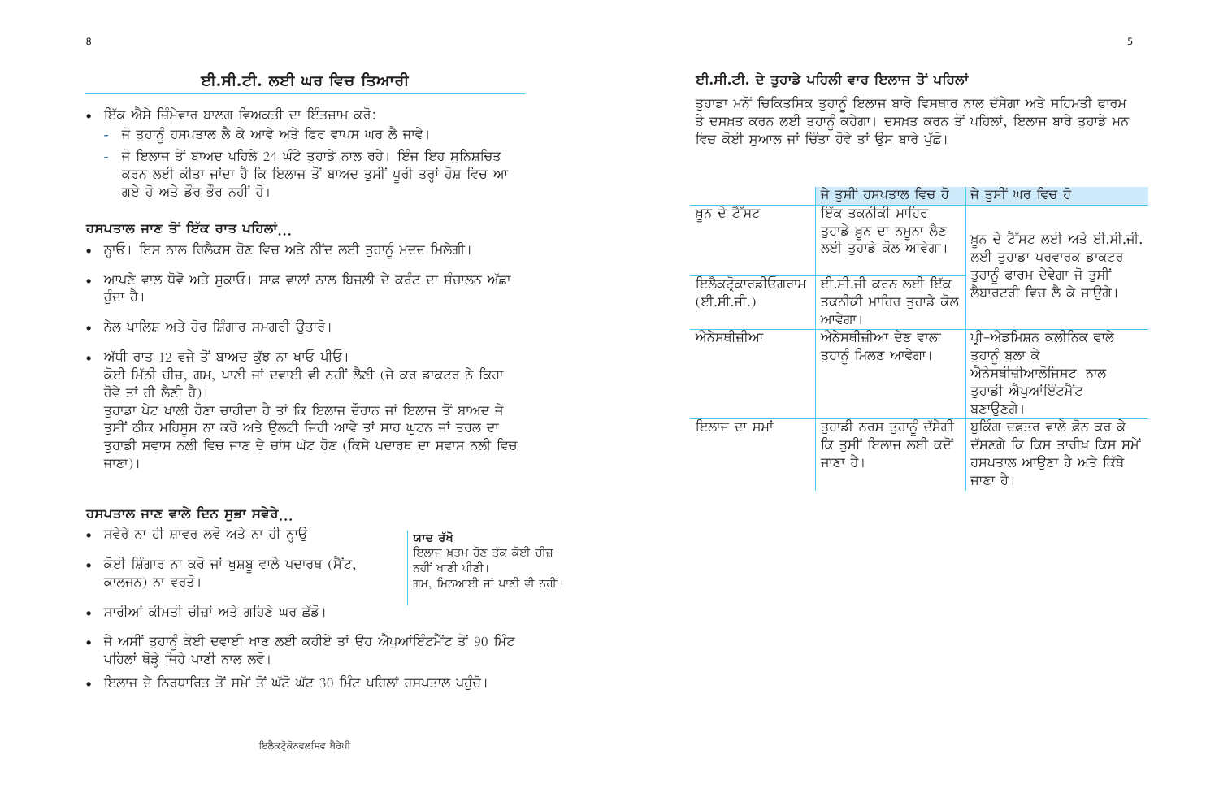## ਈ.ਸੀ.ਟੀ. ਲਈ ਘਰ ਵਿਚ ਤਿਆਰੀ

- ਇੱਕ ਐਸੇ ਜ਼ਿੰਮੇਵਾਰ ਬਾਲਗ ਵਿਅਕਤੀ ਦਾ ਇੰਤਜ਼ਾਮ ਕਰੋ:
  - ਜੋ ਤੁਹਾਨੂੰ ਹਸਪਤਾਲ ਲੈ ਕੇ ਆਵੇ ਅਤੇ ਫਿਰ ਵਾਪਸ ਘਰ ਲੈ ਜਾਵੇ।
  - ਜੋ ਇਲਾਜ ਤੋਂ ਬਾਅਦ ਪਹਿਲੇ 24 ਘੰਟੇ ਤੁਹਾਡੇ ਨਾਲ ਰਹੇ। ਇੰਜ ਇਹ ਸੁਨਿਸ਼ਚਿਤ ਕਰਨ ਲਈ ਕੀਤਾ ਜਾਂਦਾ ਹੈ ਕਿ ਇਲਾਜ ਤੋਂ ਬਾਅਦ ਤੁਸੀਂ ਪੂਰੀ ਤਰ੍ਹਾਂ ਹੋਸ਼ ਵਿਚ ਆ ਗਏ ਹੋ ਅਤੇ ਡੌਰ ਭੌਰ ਨਹੀਂ ਹੋ।

### ਹਸਪਤਾਲ ਜਾਣ ਤੋਂ ਇੱਕ ਰਾਤ ਪਹਿਲਾਂ...

- ਨ੍ਹਾਓ। ਇਸ ਨਾਲ ਰਿਲੈਕਸ ਹੋਣ ਵਿਚ ਅਤੇ ਨੀਂਦ ਲਈ ਤੁਹਾਨੂੰ ਮਦਦ ਮਿਲੇਗੀ।
- ਆਪਣੇ ਵਾਲ ਧੋਵੋ ਅਤੇ ਸੁਕਾਓ। ਸਾਫ਼ ਵਾਲਾਂ ਨਾਲ ਬਿਜਲੀ ਦੇ ਕਰੰਟ ਦਾ ਸੰਚਾਲਨ ਅੱਛਾ ਹੁੰਦਾ ਹੈ।
- ਨੇਲ ਪਾਲਿਸ਼ ਅਤੇ ਹੋਰ ਸ਼ਿੰਗਾਰ ਸਮਗਰੀ ਉਤਾਰੋ।
- ਅੱਧੀ ਰਾਤ 12 ਵਜੇ ਤੋਂ ਬਾਅਦ ਕੁੱਝ ਨਾ ਖਾਓ ਪੀਓ।
  ਕੋਈ ਮਿੱਠੀ ਚੀਜ਼, ਗਮ, ਪਾਣੀ ਜਾਂ ਦਵਾਈ ਵੀ ਨਹੀਂ ਲੈਣੀ (ਜੇ ਕਰ ਡਾਕਟਰ ਨੇ ਕਿਹਾ ਹੋਵੇ ਤਾਂ ਹੀ ਲੈਣੀ ਹੈ)।
  ਤੁਹਾਡਾ ਪੇਟ ਖਾਲੀ ਹੋਣਾ ਚਾਹੀਦਾ ਹੈ ਤਾਂ ਕਿ ਇਲਾਜ ਦੌਰਾਨ ਜਾਂ ਇਲਾਜ ਤੋਂ ਬਾਅਦ ਜੇ ਤੁਸੀਂ ਠੀਕ ਮਹਿਸੂਸ ਨਾ ਕਰੋ ਅਤੇ ਉਲਟੀ ਜਿਹੀ ਆਵੇ ਤਾਂ ਸਾਹ ਘੁਟਨ ਜਾਂ ਤਰਲ ਦਾ ਤੁਹਾਡੀ ਸਵਾਸ ਨਲੀ ਵਿਚ ਜਾਣ ਦੇ ਚਾਂਸ ਘੱਟ ਹੋਣ (ਕਿਸੇ ਪਦਾਰਥ ਦਾ ਸਵਾਸ ਨਲੀ ਵਿਚ ਜਾਣਾ)।

### ਹਸਪਤਾਲ ਜਾਣ ਵਾਲੇ ਦਿਨ ਸੁਭਾ ਸਵੇਰੇ...

- ਸਵੇਰੇ ਨਾ ਹੀ ਸ਼ਾਵਰ ਲਵੋ ਅਤੇ ਨਾ ਹੀ ਨ੍ਹਾਉ
- ਕੋਈ ਸ਼ਿੰਗਾਰ ਨਾ ਕਰੋ ਜਾਂ ਖੁਸ਼ਬੂ ਵਾਲੇ ਪਦਾਰਥ (ਸੈਂਟ, ਕਾਲਜਨ) ਨਾ ਵਰਤੋ।
- ਸਾਰੀਆਂ ਕੀਮਤੀ ਚੀਜ਼ਾਂ ਅਤੇ ਗਹਿਣੇ ਘਰ ਛੱਡੋ।
- ਜੇ ਅਸੀਂ ਤੁਹਾਨੂੰ ਕੋਈ ਦਵਾਈ ਖਾਣ ਲਈ ਕਹੀਏ ਤਾਂ ਉਹ ਐਪੁਆਂਇੰਟਮੈਂਟ ਤੋਂ 90 ਮਿੰਟ ਪਹਿਲਾਂ ਥੋੜ੍ਹੇ ਜਿਹੇ ਪਾਣੀ ਨਾਲ ਲਵੋ।
- ਇਲਾਜ ਦੇ ਨਿਰਧਾਰਿਤ ਤੋਂ ਸਮੇਂ ਤੋਂ ਘੱਟੋ ਘੱਟ 30 ਮਿੰਟ ਪਹਿਲਾਂ ਹਸਪਤਾਲ ਪਹੁੰਚੋ।

**ਯਾਦ ਰੱਖੋ**
ਇਲਾਜ ਖ਼ਤਮ ਹੋਣ ਤੱਕ ਕੋਈ ਚੀਜ਼ ਨਹੀਂ ਖਾਣੀ ਪੀਣੀ।
ਗਮ, ਮਿਠਆਈ ਜਾਂ ਪਾਣੀ ਵੀ ਨਹੀਂ।

## ਈ.ਸੀ.ਟੀ. ਦੇ ਤੁਹਾਡੇ ਪਹਿਲੀ ਵਾਰ ਇਲਾਜ ਤੋਂ ਪਹਿਲਾਂ

ਤੁਹਾਡਾ ਮਨੋਂ ਚਿਕਿਤਸਿਕ ਤੁਹਾਨੂੰ ਇਲਾਜ ਬਾਰੇ ਵਿਸਥਾਰ ਨਾਲ ਦੱਸੇਗਾ ਅਤੇ ਸਹਿਮਤੀ ਫਾਰਮ ਤੇ ਦਸਖ਼ਤ ਕਰਨ ਲਈ ਤੁਹਾਨੂੰ ਕਹੇਗਾ। ਦਸਖ਼ਤ ਕਰਨ ਤੋਂ ਪਹਿਲਾਂ, ਇਲਾਜ ਬਾਰੇ ਤੁਹਾਡੇ ਮਨ ਵਿਚ ਕੋਈ ਸੁਆਲ ਜਾਂ ਚਿੰਤਾ ਹੋਵੇ ਤਾਂ ਉਸ ਬਾਰੇ ਪੁੱਛੋ।

| | ਜੇ ਤੁਸੀਂ ਹਸਪਤਾਲ ਵਿਚ ਹੋ | ਜੇ ਤੁਸੀਂ ਘਰ ਵਿਚ ਹੋ |
|---|---|---|
| ਖ਼ੂਨ ਦੇ ਟੈੱਸਟ | ਇੱਕ ਤਕਨੀਕੀ ਮਾਹਿਰ ਤੁਹਾਡੇ ਖ਼ੂਨ ਦਾ ਨਮੂਨਾ ਲੈਣ ਲਈ ਤੁਹਾਡੇ ਕੋਲ ਆਵੇਗਾ। | ਖ਼ੂਨ ਦੇ ਟੈੱਸਟ ਲਈ ਅਤੇ ਈ.ਸੀ.ਜੀ. ਲਈ ਤੁਹਾਡਾ ਪਰਵਾਰਕ ਡਾਕਟਰ ਤੁਹਾਨੂੰ ਫਾਰਮ ਦੇਵੇਗਾ ਜੋ ਤੁਸੀਂ ਲੈਬਾਰਟਰੀ ਵਿਚ ਲੈ ਕੇ ਜਾਉਗੇ। |
| ਇਲੈਕਟ੍ਰੋਕਾਰਡੀਓਗਰਾਮ (ਈ.ਸੀ.ਜੀ.) | ਈ.ਸੀ.ਜੀ ਕਰਨ ਲਈ ਇੱਕ ਤਕਨੀਕੀ ਮਾਹਿਰ ਤੁਹਾਡੇ ਕੋਲ ਆਵੇਗਾ। | |
| ਐਨੇਸਥੀਜ਼ੀਆ | ਐਨੇਸਥੀਜ਼ੀਆ ਦੇਣ ਵਾਲਾ ਤੁਹਾਨੂੰ ਮਿਲਣ ਆਵੇਗਾ। | ਪ੍ਰੀ-ਐਡਮਿਸ਼ਨ ਕਲੀਨਿਕ ਵਾਲੇ ਤੁਹਾਨੂੰ ਬੁਲਾ ਕੇ ਐਨੇਸਥੀਜ਼ੀਆਲੋਜਿਸਟ ਨਾਲ ਤੁਹਾਡੀ ਐਪੁਆਂਇੰਟਮੈਂਟ ਬਣਾਉਣਗੇ। |
| ਇਲਾਜ ਦਾ ਸਮਾਂ | ਤੁਹਾਡੀ ਨਰਸ ਤੁਹਾਨੂੰ ਦੱਸੇਗੀ ਕਿ ਤੁਸੀਂ ਇਲਾਜ ਲਈ ਕਦੋਂ ਜਾਣਾ ਹੈ। | ਬੁਕਿੰਗ ਦਫ਼ਤਰ ਵਾਲੇ ਫ਼ੋਨ ਕਰ ਕੇ ਦੱਸਣਗੇ ਕਿ ਕਿਸ ਤਾਰੀਖ਼ ਕਿਸ ਸਮੇਂ ਹਸਪਤਾਲ ਆਉਣਾ ਹੈ ਅਤੇ ਕਿੱਥੇ ਜਾਣਾ ਹੈ। |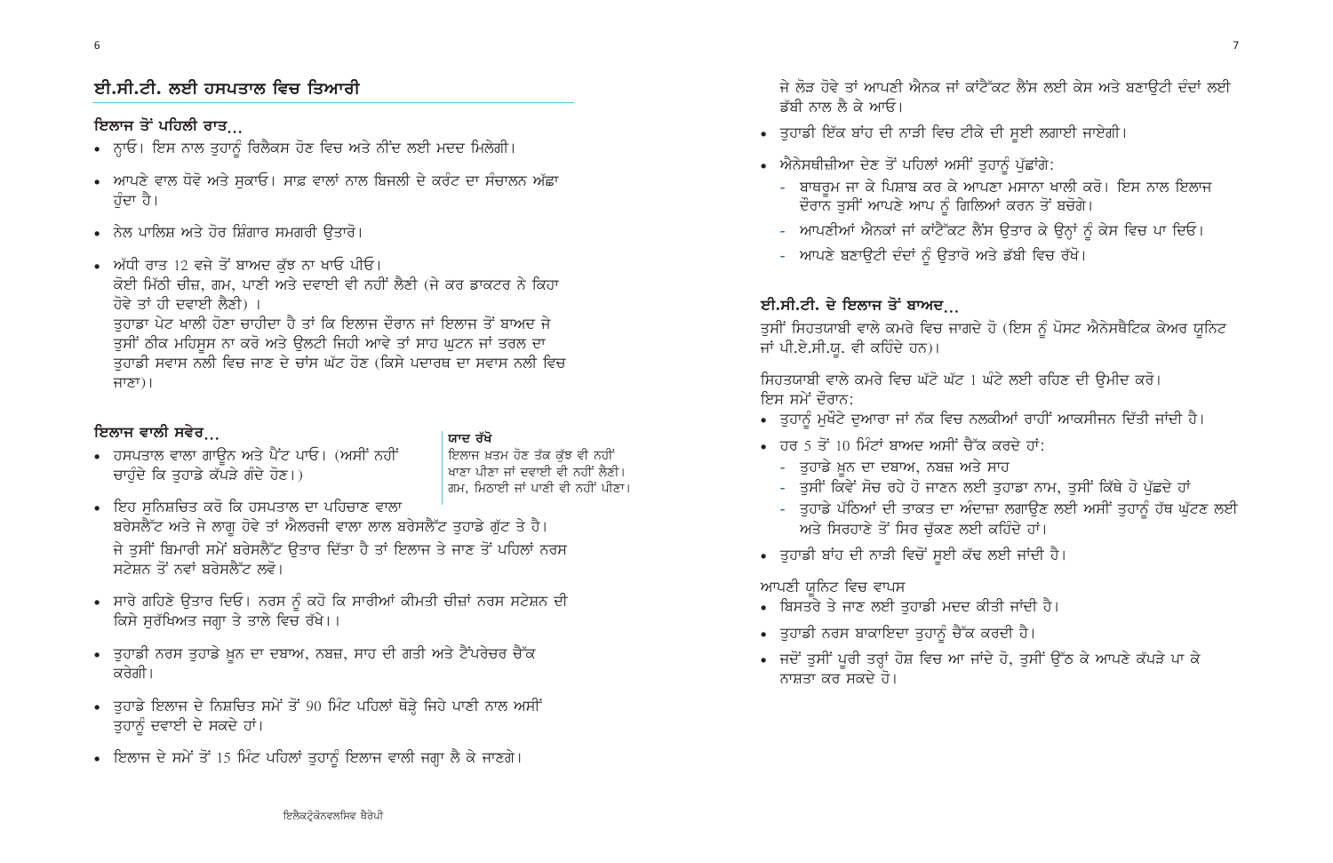## ਈ.ਸੀ.ਟੀ. ਲਈ ਹਸਪਤਾਲ ਵਿਚ ਤਿਆਰੀ

### ਇਲਾਜ ਤੋਂ ਪਹਿਲੀ ਰਾਤ...

- ਨ੍ਹਾਓ। ਇਸ ਨਾਲ ਤੁਹਾਨੂੰ ਰਿਲੈਕਸ ਹੋਣ ਵਿਚ ਅਤੇ ਨੀਂਦ ਲਈ ਮਦਦ ਮਿਲੇਗੀ।
- ਆਪਣੇ ਵਾਲ ਧੋਵੋ ਅਤੇ ਸੁਕਾਓ। ਸਾਫ਼ ਵਾਲਾਂ ਨਾਲ ਬਿਜਲੀ ਦੇ ਕਰੰਟ ਦਾ ਸੰਚਾਲਨ ਅੱਛਾ ਹੁੰਦਾ ਹੈ।
- ਨੇਲ ਪਾਲਿਸ਼ ਅਤੇ ਹੋਰ ਸ਼ਿੰਗਾਰ ਸਮਗਰੀ ਉਤਾਰੋ।
- ਅੱਧੀ ਰਾਤ 12 ਵਜੇ ਤੋਂ ਬਾਅਦ ਕੁੱਝ ਨਾ ਖਾਓ ਪੀਓ।
  ਕੋਈ ਮਿੱਠੀ ਚੀਜ਼, ਗਮ, ਪਾਣੀ ਅਤੇ ਦਵਾਈ ਵੀ ਨਹੀਂ ਲੈਣੀ (ਜੇ ਕਰ ਡਾਕਟਰ ਨੇ ਕਿਹਾ ਹੋਵੇ ਤਾਂ ਹੀ ਦਵਾਈ ਲੈਣੀ) ।
  ਤੁਹਾਡਾ ਪੇਟ ਖਾਲੀ ਹੋਣਾ ਚਾਹੀਦਾ ਹੈ ਤਾਂ ਕਿ ਇਲਾਜ ਦੌਰਾਨ ਜਾਂ ਇਲਾਜ ਤੋਂ ਬਾਅਦ ਜੇ ਤੁਸੀਂ ਠੀਕ ਮਹਿਸੂਸ ਨਾ ਕਰੋ ਅਤੇ ਉਲਟੀ ਜਿਹੀ ਆਵੇ ਤਾਂ ਸਾਹ ਘੁਟਨ ਜਾਂ ਤਰਲ ਦਾ ਤੁਹਾਡੀ ਸਵਾਸ ਨਲੀ ਵਿਚ ਜਾਣ ਦੇ ਚਾਂਸ ਘੱਟ ਹੋਣ (ਕਿਸੇ ਪਦਾਰਥ ਦਾ ਸਵਾਸ ਨਲੀ ਵਿਚ ਜਾਣਾ)।

### ਇਲਾਜ ਵਾਲੀ ਸਵੇਰ...

**ਯਾਦ ਰੱਖੋ**
ਇਲਾਜ ਖ਼ਤਮ ਹੋਣ ਤੱਕ ਕੁੱਝ ਵੀ ਨਹੀਂ ਖਾਣਾ ਪੀਣਾ ਜਾਂ ਦਵਾਈ ਵੀ ਨਹੀਂ ਲੈਣੀ। ਗਮ, ਮਿਠਾਈ ਜਾਂ ਪਾਣੀ ਵੀ ਨਹੀਂ ਪੀਣਾ।

- ਹਸਪਤਾਲ ਵਾਲਾ ਗਾਊਨ ਅਤੇ ਪੈਂਟ ਪਾਓ। (ਅਸੀਂ ਨਹੀਂ ਚਾਹੁੰਦੇ ਕਿ ਤੁਹਾਡੇ ਕੱਪੜੇ ਗੰਦੇ ਹੋਣ।)
- ਇਹ ਸੁਨਿਸ਼ਚਿਤ ਕਰੋ ਕਿ ਹਸਪਤਾਲ ਦਾ ਪਹਿਚਾਣ ਵਾਲਾ ਬਰੇਸਲੈੱਟ ਅਤੇ ਜੇ ਲਾਗੂ ਹੋਵੇ ਤਾਂ ਐਲਰਜੀ ਵਾਲਾ ਲਾਲ ਬਰੇਸਲੈੱਟ ਤੁਹਾਡੇ ਗੁੱਟ ਤੇ ਹੈ। ਜੇ ਤੁਸੀਂ ਬਿਮਾਰੀ ਸਮੇਂ ਬਰੇਸਲੈੱਟ ਉਤਾਰ ਦਿੱਤਾ ਹੈ ਤਾਂ ਇਲਾਜ ਤੇ ਜਾਣ ਤੋਂ ਪਹਿਲਾਂ ਨਰਸ ਸਟੇਸ਼ਨ ਤੋਂ ਨਵਾਂ ਬਰੇਸਲੈੱਟ ਲਵੋ।
- ਸਾਰੇ ਗਹਿਣੇ ਉਤਾਰ ਦਿਓ। ਨਰਸ ਨੂੰ ਕਹੋ ਕਿ ਸਾਰੀਆਂ ਕੀਮਤੀ ਚੀਜ਼ਾਂ ਨਰਸ ਸਟੇਸ਼ਨ ਦੀ ਕਿਸੇ ਸੁਰੱਖਿਅਤ ਜਗ੍ਹਾ ਤੇ ਤਾਲੇ ਵਿਚ ਰੱਖੋ। ।
- ਤੁਹਾਡੀ ਨਰਸ ਤੁਹਾਡੇ ਖ਼ੂਨ ਦਾ ਦਬਾਅ, ਨਬਜ਼, ਸਾਹ ਦੀ ਗਤੀ ਅਤੇ ਟੈਂਪਰੇਚਰ ਚੈੱਕ ਕਰੇਗੀ।
- ਤੁਹਾਡੇ ਇਲਾਜ ਦੇ ਨਿਸ਼ਚਿਤ ਸਮੇਂ ਤੋਂ 90 ਮਿੰਟ ਪਹਿਲਾਂ ਥੋੜ੍ਹੇ ਜਿਹੇ ਪਾਣੀ ਨਾਲ ਅਸੀਂ ਤੁਹਾਨੂੰ ਦਵਾਈ ਦੇ ਸਕਦੇ ਹਾਂ।
- ਇਲਾਜ ਦੇ ਸਮੇਂ ਤੋਂ 15 ਮਿੰਟ ਪਹਿਲਾਂ ਤੁਹਾਨੂੰ ਇਲਾਜ ਵਾਲੀ ਜਗ੍ਹਾ ਲੈ ਕੇ ਜਾਣਗੇ।

ਜੇ ਲੋੜ ਹੋਵੇ ਤਾਂ ਆਪਣੀ ਐਨਕ ਜਾਂ ਕਾਂਟੈੱਕਟ ਲੈਂਸ ਲਈ ਕੇਸ ਅਤੇ ਬਣਾਉਟੀ ਦੰਦਾਂ ਲਈ ਡੱਬੀ ਨਾਲ ਲੈ ਕੇ ਆਓ।

- ਤੁਹਾਡੀ ਇੱਕ ਬਾਂਹ ਦੀ ਨਾੜੀ ਵਿਚ ਟੀਕੇ ਦੀ ਸੂਈ ਲਗਾਈ ਜਾਏਗੀ।
- ਐਨੇਸਥੀਜ਼ੀਆ ਦੇਣ ਤੋਂ ਪਹਿਲਾਂ ਅਸੀਂ ਤੁਹਾਨੂੰ ਪੁੱਛਾਂਗੇ:
  - ਬਾਥਰੂਮ ਜਾ ਕੇ ਪਿਸ਼ਾਬ ਕਰ ਕੇ ਆਪਣਾ ਮਸਾਨਾ ਖਾਲੀ ਕਰੋ। ਇਸ ਨਾਲ ਇਲਾਜ ਦੌਰਾਨ ਤੁਸੀਂ ਆਪਣੇ ਆਪ ਨੂੰ ਗਿਲਿਆਂ ਕਰਨ ਤੋਂ ਬਚੋਗੇ।
  - ਆਪਣੀਆਂ ਐਨਕਾਂ ਜਾਂ ਕਾਂਟੈੱਕਟ ਲੈਂਸ ਉਤਾਰ ਕੇ ਉਨ੍ਹਾਂ ਨੂੰ ਕੇਸ ਵਿਚ ਪਾ ਦਿਓ।
  - ਆਪਣੇ ਬਣਾਉਟੀ ਦੰਦਾਂ ਨੂੰ ਉਤਾਰੋ ਅਤੇ ਡੱਬੀ ਵਿਚ ਰੱਖੋ।

## ਈ.ਸੀ.ਟੀ. ਦੇ ਇਲਾਜ ਤੋਂ ਬਾਅਦ...

ਤੁਸੀਂ ਸਿਹਤਯਾਬੀ ਵਾਲੇ ਕਮਰੇ ਵਿਚ ਜਾਗਦੇ ਹੋ (ਇਸ ਨੂੰ ਪੋਸਟ ਐਨੇਸਥੈਟਿਕ ਕੇਅਰ ਯੂਨਿਟ ਜਾਂ ਪੀ.ਏ.ਸੀ.ਯੂ. ਵੀ ਕਹਿੰਦੇ ਹਨ)।

ਸਿਹਤਯਾਬੀ ਵਾਲੇ ਕਮਰੇ ਵਿਚ ਘੱਟੋ ਘੱਟ 1 ਘੰਟੇ ਲਈ ਰਹਿਣ ਦੀ ਉਮੀਦ ਕਰੋ।
ਇਸ ਸਮੇਂ ਦੌਰਾਨ:

- ਤੁਹਾਨੂੰ ਮੁਖੌਟੇ ਦੁਆਰਾ ਜਾਂ ਨੱਕ ਵਿਚ ਨਲਕੀਆਂ ਰਾਹੀਂ ਆਕਸੀਜਨ ਦਿੱਤੀ ਜਾਂਦੀ ਹੈ।
- ਹਰ 5 ਤੋਂ 10 ਮਿੰਟਾਂ ਬਾਅਦ ਅਸੀਂ ਚੈੱਕ ਕਰਦੇ ਹਾਂ:
  - ਤੁਹਾਡੇ ਖ਼ੂਨ ਦਾ ਦਬਾਅ, ਨਬਜ਼ ਅਤੇ ਸਾਹ
  - ਤੁਸੀਂ ਕਿਵੇਂ ਸੋਚ ਰਹੇ ਹੋ ਜਾਣਨ ਲਈ ਤੁਹਾਡਾ ਨਾਮ, ਤੁਸੀਂ ਕਿੱਥੇ ਹੋ ਪੁੱਛਦੇ ਹਾਂ
  - ਤੁਹਾਡੇ ਪੱਠਿਆਂ ਦੀ ਤਾਕਤ ਦਾ ਅੰਦਾਜ਼ਾ ਲਗਾਉਣ ਲਈ ਅਸੀਂ ਤੁਹਾਨੂੰ ਹੱਥ ਘੁੱਟਣ ਲਈ ਅਤੇ ਸਿਰਹਾਣੇ ਤੋਂ ਸਿਰ ਚੁੱਕਣ ਲਈ ਕਹਿੰਦੇ ਹਾਂ।
- ਤੁਹਾਡੀ ਬਾਂਹ ਦੀ ਨਾੜੀ ਵਿਚੋਂ ਸੂਈ ਕੱਢ ਲਈ ਜਾਂਦੀ ਹੈ।

ਆਪਣੀ ਯੂਨਿਟ ਵਿਚ ਵਾਪਸ

- ਬਿਸਤਰੇ ਤੇ ਜਾਣ ਲਈ ਤੁਹਾਡੀ ਮਦਦ ਕੀਤੀ ਜਾਂਦੀ ਹੈ।
- ਤੁਹਾਡੀ ਨਰਸ ਬਾਕਾਇਦਾ ਤੁਹਾਨੂੰ ਚੈੱਕ ਕਰਦੀ ਹੈ।
- ਜਦੋਂ ਤੁਸੀਂ ਪੂਰੀ ਤਰ੍ਹਾਂ ਹੋਸ਼ ਵਿਚ ਆ ਜਾਂਦੇ ਹੋ, ਤੁਸੀਂ ਉੱਠ ਕੇ ਆਪਣੇ ਕੱਪੜੇ ਪਾ ਕੇ ਨਾਸ਼ਤਾ ਕਰ ਸਕਦੇ ਹੋ।